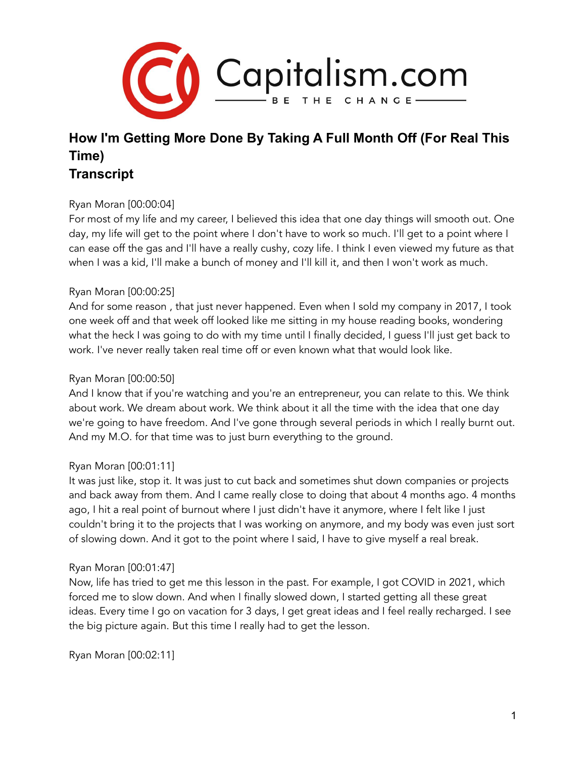Capitalism.com
BE THE CHANGE

# How I'm Getting More Done By Taking A Full Month Off (For Real This Time)
# Transcript

Ryan Moran [00:00:04]
For most of my life and my career, I believed this idea that one day things will smooth out. One day, my life will get to the point where I don't have to work so much. I'll get to a point where I can ease off the gas and I'll have a really cushy, cozy life. I think I even viewed my future as that when I was a kid, I'll make a bunch of money and I'll kill it, and then I won't work as much.

Ryan Moran [00:00:25]
And for some reason , that just never happened. Even when I sold my company in 2017, I took one week off and that week off looked like me sitting in my house reading books, wondering what the heck I was going to do with my time until I finally decided, I guess I'll just get back to work. I've never really taken real time off or even known what that would look like.

Ryan Moran [00:00:50]
And I know that if you're watching and you're an entrepreneur, you can relate to this. We think about work. We dream about work. We think about it all the time with the idea that one day we're going to have freedom. And I've gone through several periods in which I really burnt out. And my M.O. for that time was to just burn everything to the ground.

Ryan Moran [00:01:11]
It was just like, stop it. It was just to cut back and sometimes shut down companies or projects and back away from them. And I came really close to doing that about 4 months ago. 4 months ago, I hit a real point of burnout where I just didn't have it anymore, where I felt like I just couldn't bring it to the projects that I was working on anymore, and my body was even just sort of slowing down. And it got to the point where I said, I have to give myself a real break.

Ryan Moran [00:01:47]
Now, life has tried to get me this lesson in the past. For example, I got COVID in 2021, which forced me to slow down. And when I finally slowed down, I started getting all these great ideas. Every time I go on vacation for 3 days, I get great ideas and I feel really recharged. I see the big picture again. But this time I really had to get the lesson.

Ryan Moran [00:02:11]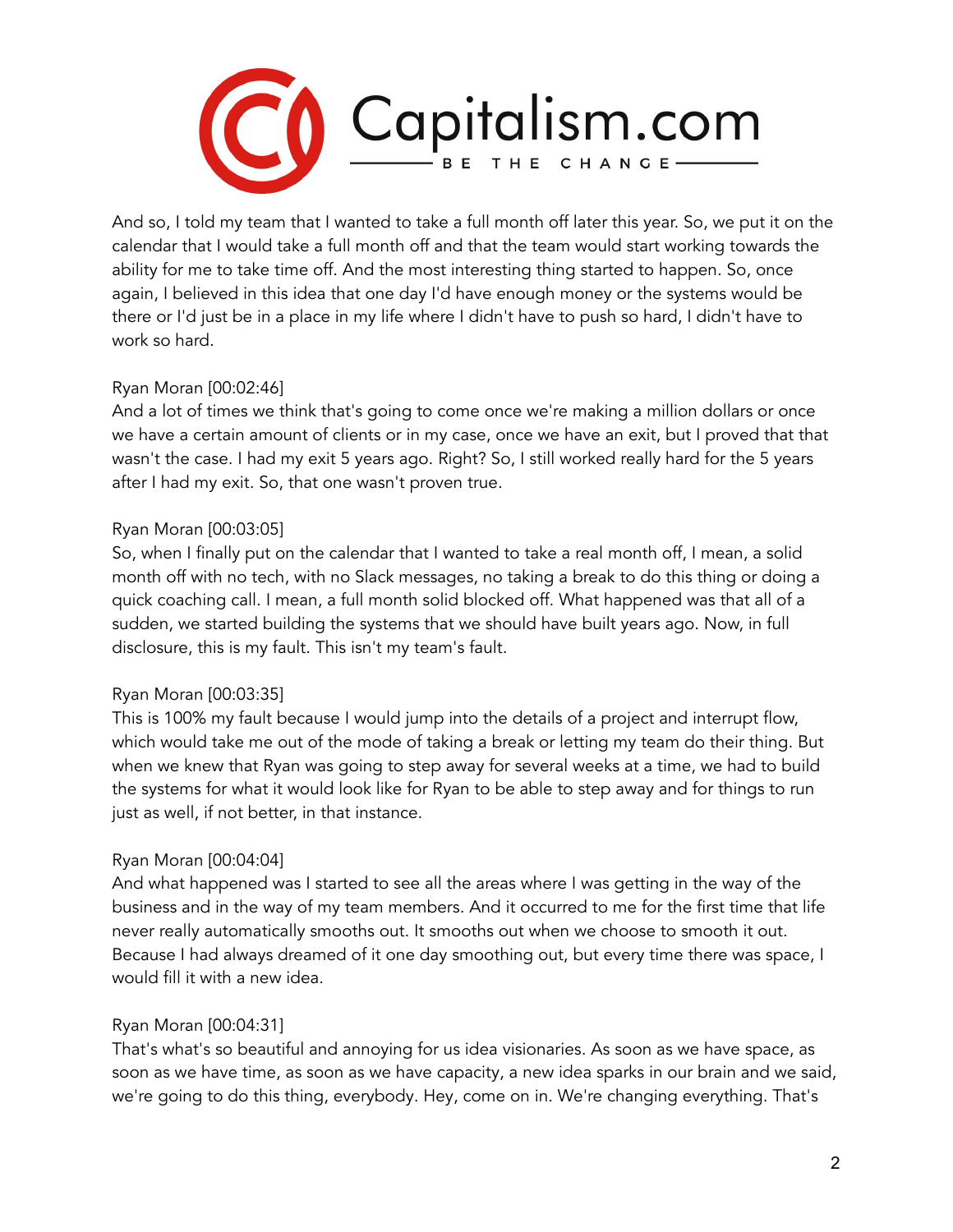And so, I told my team that I wanted to take a full month off later this year. So, we put it on the calendar that I would take a full month off and that the team would start working towards the ability for me to take time off. And the most interesting thing started to happen. So, once again, I believed in this idea that one day I'd have enough money or the systems would be there or I'd just be in a place in my life where I didn't have to push so hard, I didn't have to work so hard.

Ryan Moran [00:02:46]
And a lot of times we think that's going to come once we're making a million dollars or once we have a certain amount of clients or in my case, once we have an exit, but I proved that that wasn't the case. I had my exit 5 years ago. Right? So, I still worked really hard for the 5 years after I had my exit. So, that one wasn't proven true.

Ryan Moran [00:03:05]
So, when I finally put on the calendar that I wanted to take a real month off, I mean, a solid month off with no tech, with no Slack messages, no taking a break to do this thing or doing a quick coaching call. I mean, a full month solid blocked off. What happened was that all of a sudden, we started building the systems that we should have built years ago. Now, in full disclosure, this is my fault. This isn't my team's fault.

Ryan Moran [00:03:35]
This is 100% my fault because I would jump into the details of a project and interrupt flow, which would take me out of the mode of taking a break or letting my team do their thing. But when we knew that Ryan was going to step away for several weeks at a time, we had to build the systems for what it would look like for Ryan to be able to step away and for things to run just as well, if not better, in that instance.

Ryan Moran [00:04:04]
And what happened was I started to see all the areas where I was getting in the way of the business and in the way of my team members. And it occurred to me for the first time that life never really automatically smooths out. It smooths out when we choose to smooth it out. Because I had always dreamed of it one day smoothing out, but every time there was space, I would fill it with a new idea.

Ryan Moran [00:04:31]
That's what's so beautiful and annoying for us idea visionaries. As soon as we have space, as soon as we have time, as soon as we have capacity, a new idea sparks in our brain and we said, we're going to do this thing, everybody. Hey, come on in. We're changing everything. That's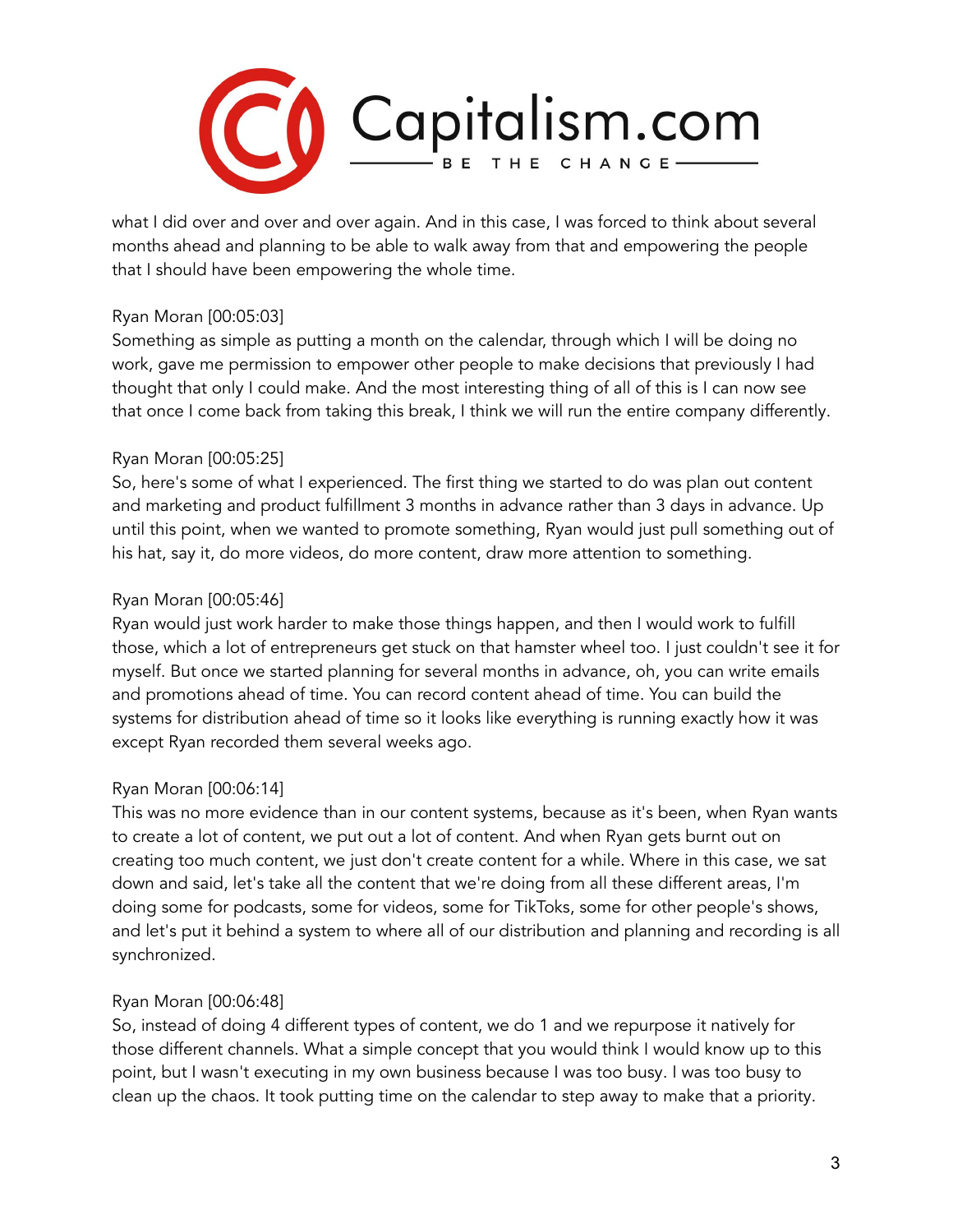what I did over and over and over again. And in this case, I was forced to think about several months ahead and planning to be able to walk away from that and empowering the people that I should have been empowering the whole time.

Ryan Moran [00:05:03]
Something as simple as putting a month on the calendar, through which I will be doing no work, gave me permission to empower other people to make decisions that previously I had thought that only I could make. And the most interesting thing of all of this is I can now see that once I come back from taking this break, I think we will run the entire company differently.

Ryan Moran [00:05:25]
So, here's some of what I experienced. The first thing we started to do was plan out content and marketing and product fulfillment 3 months in advance rather than 3 days in advance. Up until this point, when we wanted to promote something, Ryan would just pull something out of his hat, say it, do more videos, do more content, draw more attention to something.

Ryan Moran [00:05:46]
Ryan would just work harder to make those things happen, and then I would work to fulfill those, which a lot of entrepreneurs get stuck on that hamster wheel too. I just couldn't see it for myself. But once we started planning for several months in advance, oh, you can write emails and promotions ahead of time. You can record content ahead of time. You can build the systems for distribution ahead of time so it looks like everything is running exactly how it was except Ryan recorded them several weeks ago.

Ryan Moran [00:06:14]
This was no more evidence than in our content systems, because as it's been, when Ryan wants to create a lot of content, we put out a lot of content. And when Ryan gets burnt out on creating too much content, we just don't create content for a while. Where in this case, we sat down and said, let's take all the content that we're doing from all these different areas, I'm doing some for podcasts, some for videos, some for TikToks, some for other people's shows, and let's put it behind a system to where all of our distribution and planning and recording is all synchronized.

Ryan Moran [00:06:48]
So, instead of doing 4 different types of content, we do 1 and we repurpose it natively for those different channels. What a simple concept that you would think I would know up to this point, but I wasn't executing in my own business because I was too busy. I was too busy to clean up the chaos. It took putting time on the calendar to step away to make that a priority.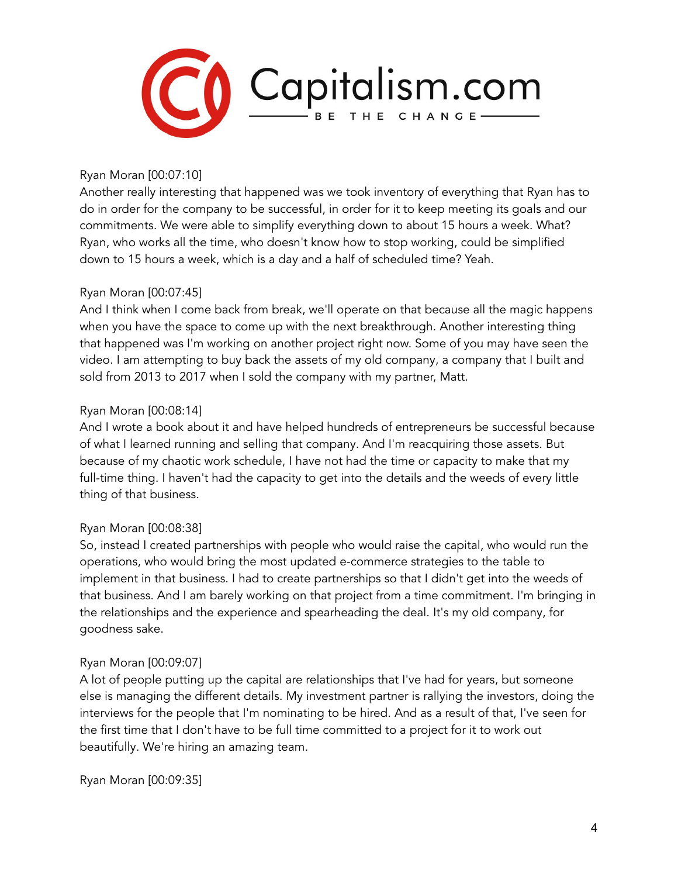Ryan Moran [00:07:10]
Another really interesting that happened was we took inventory of everything that Ryan has to do in order for the company to be successful, in order for it to keep meeting its goals and our commitments. We were able to simplify everything down to about 15 hours a week. What? Ryan, who works all the time, who doesn't know how to stop working, could be simplified down to 15 hours a week, which is a day and a half of scheduled time? Yeah.

Ryan Moran [00:07:45]
And I think when I come back from break, we'll operate on that because all the magic happens when you have the space to come up with the next breakthrough. Another interesting thing that happened was I'm working on another project right now. Some of you may have seen the video. I am attempting to buy back the assets of my old company, a company that I built and sold from 2013 to 2017 when I sold the company with my partner, Matt.

Ryan Moran [00:08:14]
And I wrote a book about it and have helped hundreds of entrepreneurs be successful because of what I learned running and selling that company. And I'm reacquiring those assets. But because of my chaotic work schedule, I have not had the time or capacity to make that my full-time thing. I haven't had the capacity to get into the details and the weeds of every little thing of that business.

Ryan Moran [00:08:38]
So, instead I created partnerships with people who would raise the capital, who would run the operations, who would bring the most updated e-commerce strategies to the table to implement in that business. I had to create partnerships so that I didn't get into the weeds of that business. And I am barely working on that project from a time commitment. I'm bringing in the relationships and the experience and spearheading the deal. It's my old company, for goodness sake.

Ryan Moran [00:09:07]
A lot of people putting up the capital are relationships that I've had for years, but someone else is managing the different details. My investment partner is rallying the investors, doing the interviews for the people that I'm nominating to be hired. And as a result of that, I've seen for the first time that I don't have to be full time committed to a project for it to work out beautifully. We're hiring an amazing team.

Ryan Moran [00:09:35]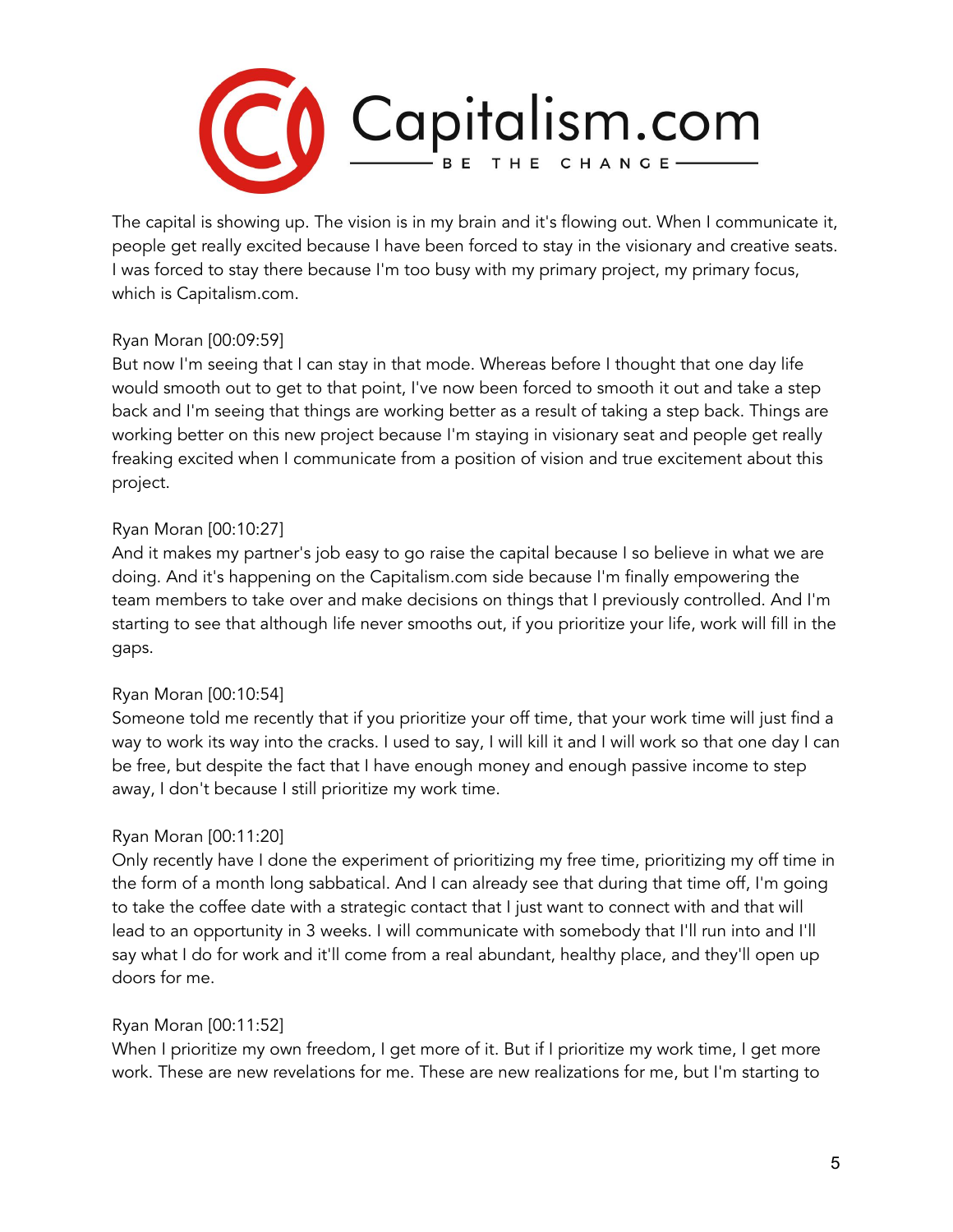The capital is showing up. The vision is in my brain and it's flowing out. When I communicate it, people get really excited because I have been forced to stay in the visionary and creative seats. I was forced to stay there because I'm too busy with my primary project, my primary focus, which is Capitalism.com.

Ryan Moran [00:09:59]
But now I'm seeing that I can stay in that mode. Whereas before I thought that one day life would smooth out to get to that point, I've now been forced to smooth it out and take a step back and I'm seeing that things are working better as a result of taking a step back. Things are working better on this new project because I'm staying in visionary seat and people get really freaking excited when I communicate from a position of vision and true excitement about this project.

Ryan Moran [00:10:27]
And it makes my partner's job easy to go raise the capital because I so believe in what we are doing. And it's happening on the Capitalism.com side because I'm finally empowering the team members to take over and make decisions on things that I previously controlled. And I'm starting to see that although life never smooths out, if you prioritize your life, work will fill in the gaps.

Ryan Moran [00:10:54]
Someone told me recently that if you prioritize your off time, that your work time will just find a way to work its way into the cracks. I used to say, I will kill it and I will work so that one day I can be free, but despite the fact that I have enough money and enough passive income to step away, I don't because I still prioritize my work time.

Ryan Moran [00:11:20]
Only recently have I done the experiment of prioritizing my free time, prioritizing my off time in the form of a month long sabbatical. And I can already see that during that time off, I'm going to take the coffee date with a strategic contact that I just want to connect with and that will lead to an opportunity in 3 weeks. I will communicate with somebody that I'll run into and I'll say what I do for work and it'll come from a real abundant, healthy place, and they'll open up doors for me.

Ryan Moran [00:11:52]
When I prioritize my own freedom, I get more of it. But if I prioritize my work time, I get more work. These are new revelations for me. These are new realizations for me, but I'm starting to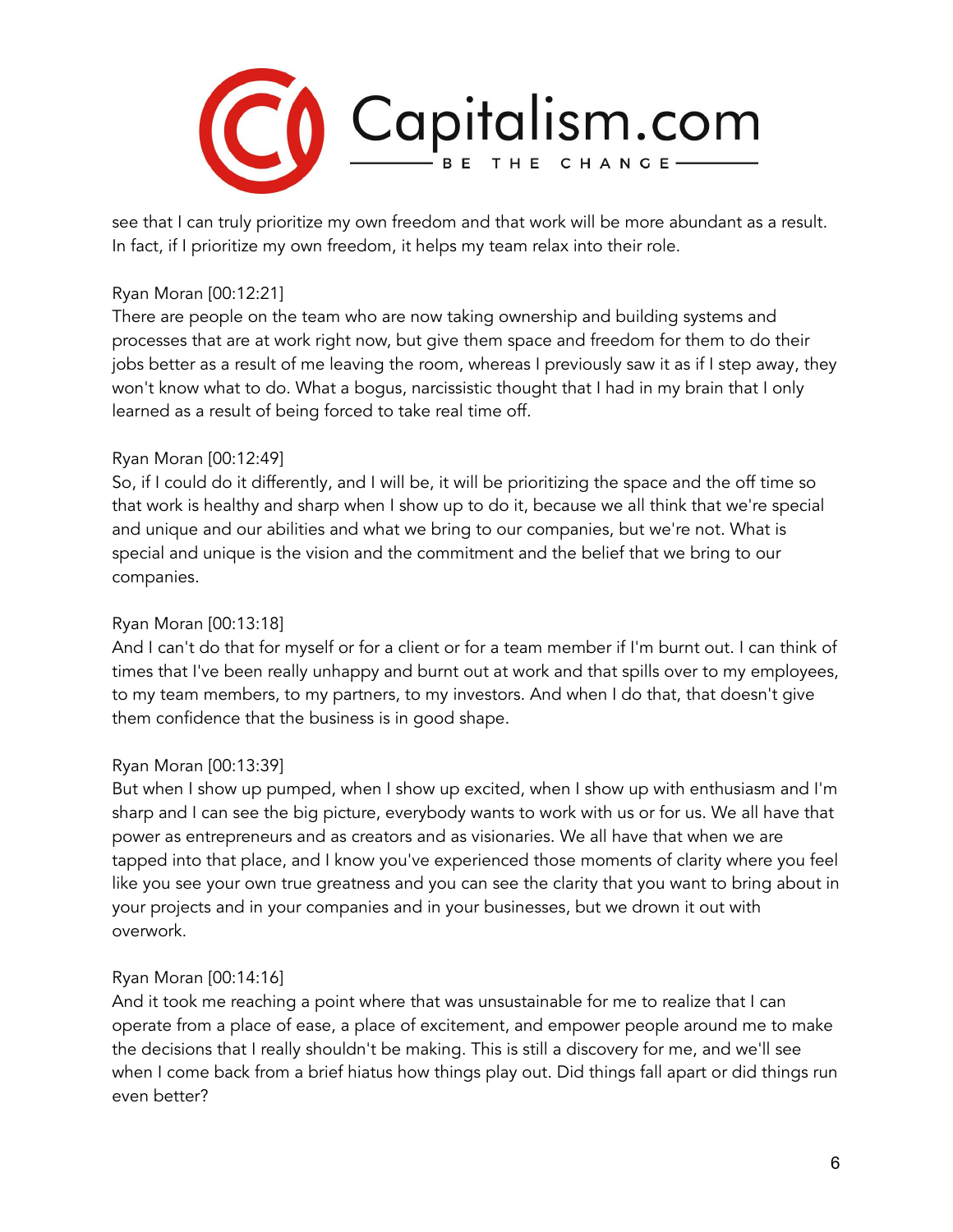see that I can truly prioritize my own freedom and that work will be more abundant as a result. In fact, if I prioritize my own freedom, it helps my team relax into their role.

Ryan Moran [00:12:21]
There are people on the team who are now taking ownership and building systems and processes that are at work right now, but give them space and freedom for them to do their jobs better as a result of me leaving the room, whereas I previously saw it as if I step away, they won't know what to do. What a bogus, narcissistic thought that I had in my brain that I only learned as a result of being forced to take real time off.

Ryan Moran [00:12:49]
So, if I could do it differently, and I will be, it will be prioritizing the space and the off time so that work is healthy and sharp when I show up to do it, because we all think that we're special and unique and our abilities and what we bring to our companies, but we're not. What is special and unique is the vision and the commitment and the belief that we bring to our companies.

Ryan Moran [00:13:18]
And I can't do that for myself or for a client or for a team member if I'm burnt out. I can think of times that I've been really unhappy and burnt out at work and that spills over to my employees, to my team members, to my partners, to my investors. And when I do that, that doesn't give them confidence that the business is in good shape.

Ryan Moran [00:13:39]
But when I show up pumped, when I show up excited, when I show up with enthusiasm and I'm sharp and I can see the big picture, everybody wants to work with us or for us. We all have that power as entrepreneurs and as creators and as visionaries. We all have that when we are tapped into that place, and I know you've experienced those moments of clarity where you feel like you see your own true greatness and you can see the clarity that you want to bring about in your projects and in your companies and in your businesses, but we drown it out with overwork.

Ryan Moran [00:14:16]
And it took me reaching a point where that was unsustainable for me to realize that I can operate from a place of ease, a place of excitement, and empower people around me to make the decisions that I really shouldn't be making. This is still a discovery for me, and we'll see when I come back from a brief hiatus how things play out. Did things fall apart or did things run even better?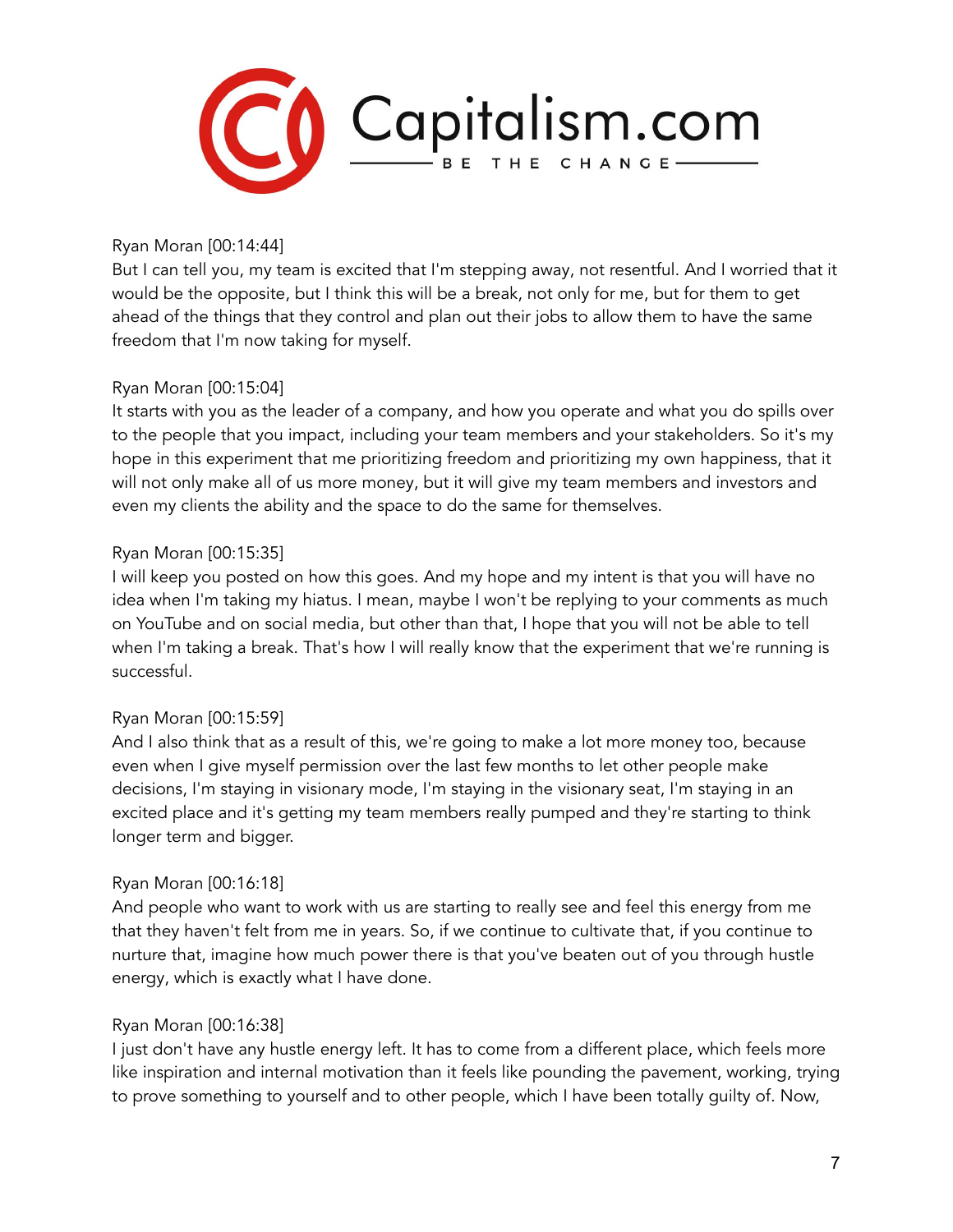Ryan Moran [00:14:44]
But I can tell you, my team is excited that I'm stepping away, not resentful. And I worried that it would be the opposite, but I think this will be a break, not only for me, but for them to get ahead of the things that they control and plan out their jobs to allow them to have the same freedom that I'm now taking for myself.

Ryan Moran [00:15:04]
It starts with you as the leader of a company, and how you operate and what you do spills over to the people that you impact, including your team members and your stakeholders. So it's my hope in this experiment that me prioritizing freedom and prioritizing my own happiness, that it will not only make all of us more money, but it will give my team members and investors and even my clients the ability and the space to do the same for themselves.

Ryan Moran [00:15:35]
I will keep you posted on how this goes. And my hope and my intent is that you will have no idea when I'm taking my hiatus. I mean, maybe I won't be replying to your comments as much on YouTube and on social media, but other than that, I hope that you will not be able to tell when I'm taking a break. That's how I will really know that the experiment that we're running is successful.

Ryan Moran [00:15:59]
And I also think that as a result of this, we're going to make a lot more money too, because even when I give myself permission over the last few months to let other people make decisions, I'm staying in visionary mode, I'm staying in the visionary seat, I'm staying in an excited place and it's getting my team members really pumped and they're starting to think longer term and bigger.

Ryan Moran [00:16:18]
And people who want to work with us are starting to really see and feel this energy from me that they haven't felt from me in years. So, if we continue to cultivate that, if you continue to nurture that, imagine how much power there is that you've beaten out of you through hustle energy, which is exactly what I have done.

Ryan Moran [00:16:38]
I just don't have any hustle energy left. It has to come from a different place, which feels more like inspiration and internal motivation than it feels like pounding the pavement, working, trying to prove something to yourself and to other people, which I have been totally guilty of. Now,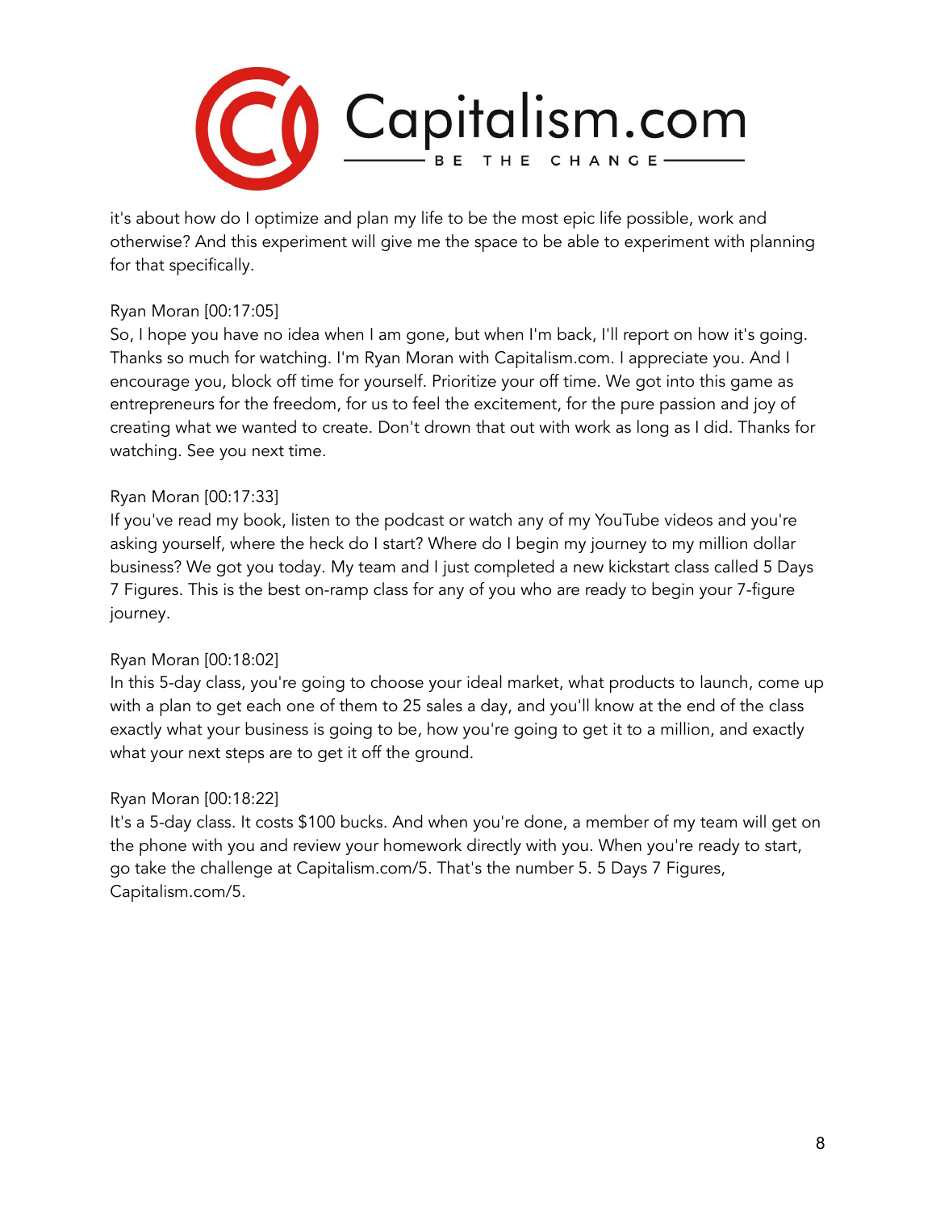it's about how do I optimize and plan my life to be the most epic life possible, work and otherwise? And this experiment will give me the space to be able to experiment with planning for that specifically.

Ryan Moran [00:17:05]
So, I hope you have no idea when I am gone, but when I'm back, I'll report on how it's going. Thanks so much for watching. I'm Ryan Moran with Capitalism.com. I appreciate you. And I encourage you, block off time for yourself. Prioritize your off time. We got into this game as entrepreneurs for the freedom, for us to feel the excitement, for the pure passion and joy of creating what we wanted to create. Don't drown that out with work as long as I did. Thanks for watching. See you next time.

Ryan Moran [00:17:33]
If you've read my book, listen to the podcast or watch any of my YouTube videos and you're asking yourself, where the heck do I start? Where do I begin my journey to my million dollar business? We got you today. My team and I just completed a new kickstart class called 5 Days 7 Figures. This is the best on-ramp class for any of you who are ready to begin your 7-figure journey.

Ryan Moran [00:18:02]
In this 5-day class, you're going to choose your ideal market, what products to launch, come up with a plan to get each one of them to 25 sales a day, and you'll know at the end of the class exactly what your business is going to be, how you're going to get it to a million, and exactly what your next steps are to get it off the ground.

Ryan Moran [00:18:22]
It's a 5-day class. It costs $100 bucks. And when you're done, a member of my team will get on the phone with you and review your homework directly with you. When you're ready to start, go take the challenge at Capitalism.com/5. That's the number 5. 5 Days 7 Figures, Capitalism.com/5.